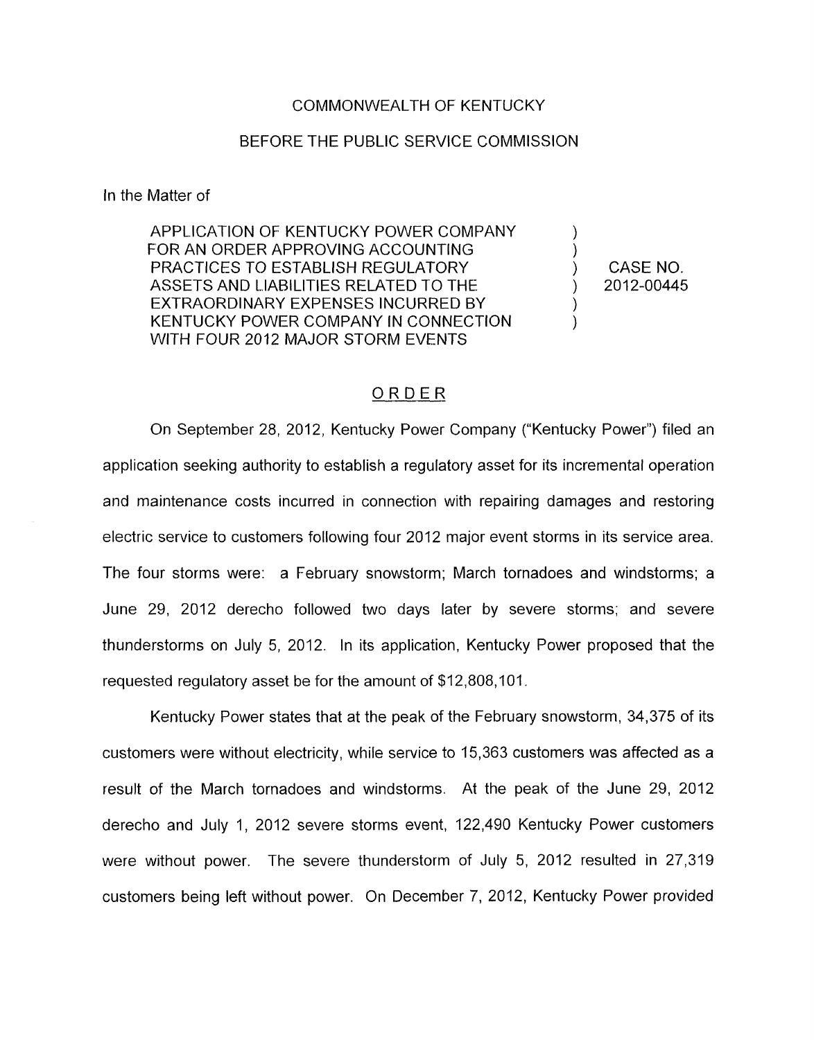COMMONWEALTH OF KENTUCKY

BEFORE THE PUBLIC SERVICE COMMISSION

In the Matter of

| | | |
|---|---|---|
| APPLICATION OF KENTUCKY POWER COMPANY FOR AN ORDER APPROVING ACCOUNTING PRACTICES TO ESTABLISH REGULATORY ASSETS AND LIABILITIES RELATED TO THE EXTRAORDINARY EXPENSES INCURRED BY KENTUCKY POWER COMPANY IN CONNECTION WITH FOUR 2012 MAJOR STORM EVENTS | ) ) ) ) ) ) | CASE NO. 2012-00445 |

## ORDER

On September 28, 2012, Kentucky Power Company ("Kentucky Power") filed an application seeking authority to establish a regulatory asset for its incremental operation and maintenance costs incurred in connection with repairing damages and restoring electric service to customers following four 2012 major event storms in its service area. The four storms were: a February snowstorm; March tornadoes and windstorms; a June 29, 2012 derecho followed two days later by severe storms; and severe thunderstorms on July 5, 2012. In its application, Kentucky Power proposed that the requested regulatory asset be for the amount of $12,808,101.

Kentucky Power states that at the peak of the February snowstorm, 34,375 of its customers were without electricity, while service to 15,363 customers was affected as a result of the March tornadoes and windstorms. At the peak of the June 29, 2012 derecho and July 1, 2012 severe storms event, 122,490 Kentucky Power customers were without power. The severe thunderstorm of July 5, 2012 resulted in 27,319 customers being left without power. On December 7, 2012, Kentucky Power provided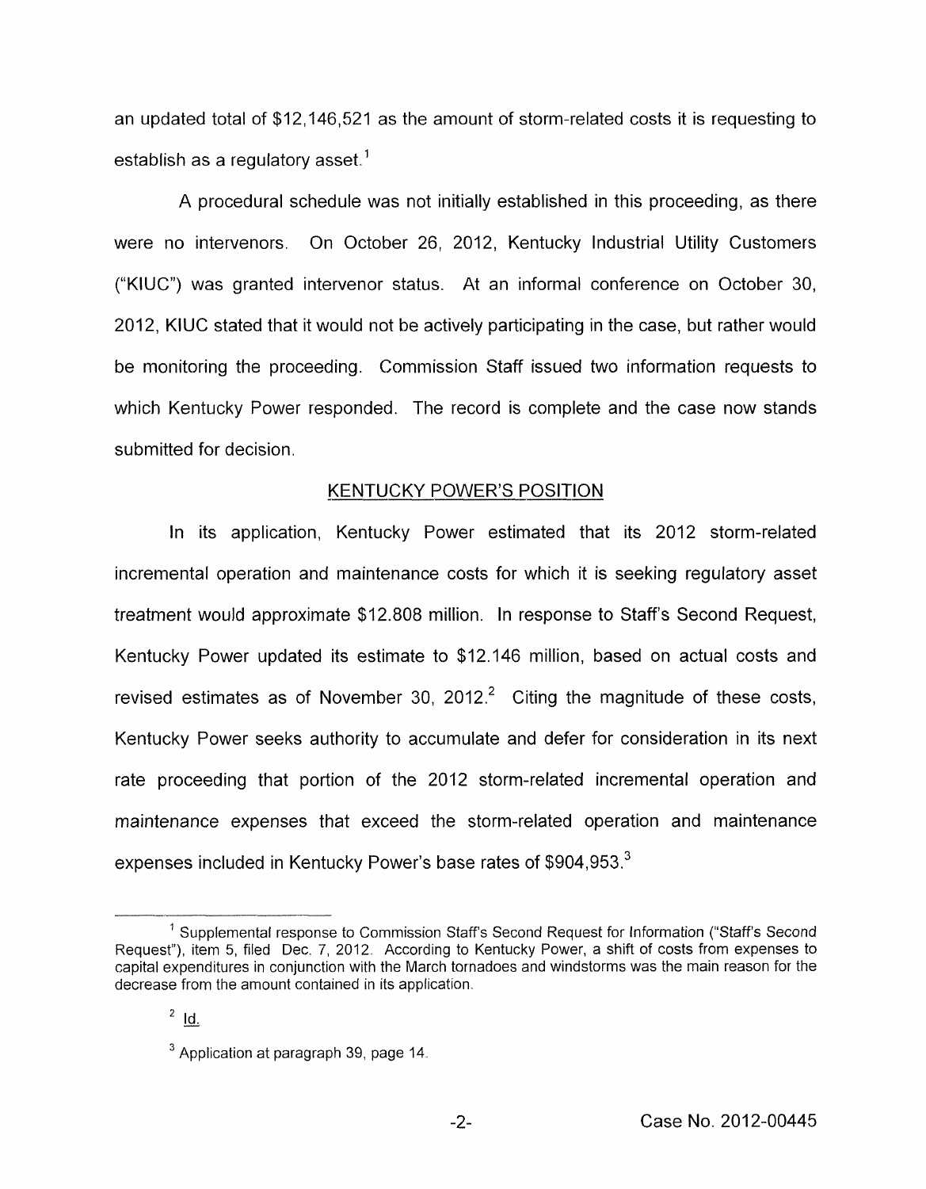an updated total of $12,146,521 as the amount of storm-related costs it is requesting to establish as a regulatory asset.[1]

A procedural schedule was not initially established in this proceeding, as there were no intervenors. On October 26, 2012, Kentucky Industrial Utility Customers ("KIUC") was granted intervenor status. At an informal conference on October 30, 2012, KIUC stated that it would not be actively participating in the case, but rather would be monitoring the proceeding. Commission Staff issued two information requests to which Kentucky Power responded. The record is complete and the case now stands submitted for decision.

## KENTUCKY POWER'S POSITION

In its application, Kentucky Power estimated that its 2012 storm-related incremental operation and maintenance costs for which it is seeking regulatory asset treatment would approximate $12.808 million. In response to Staff's Second Request, Kentucky Power updated its estimate to $12.146 million, based on actual costs and revised estimates as of November 30, 2012.[2] Citing the magnitude of these costs, Kentucky Power seeks authority to accumulate and defer for consideration in its next rate proceeding that portion of the 2012 storm-related incremental operation and maintenance expenses that exceed the storm-related operation and maintenance expenses included in Kentucky Power's base rates of $904,953.[3]

---

[1] Supplemental response to Commission Staff's Second Request for Information ("Staff's Second Request"), item 5, filed Dec. 7, 2012. According to Kentucky Power, a shift of costs from expenses to capital expenditures in conjunction with the March tornadoes and windstorms was the main reason for the decrease from the amount contained in its application.

[2] Id.

[3] Application at paragraph 39, page 14.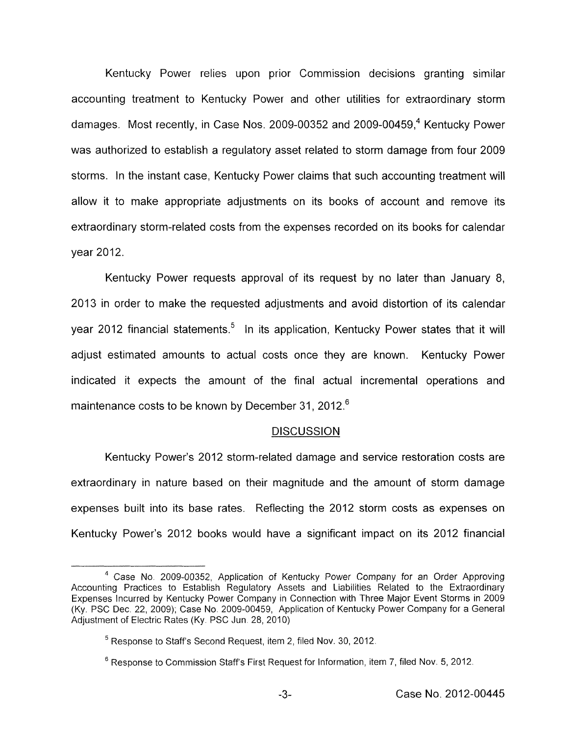Kentucky Power relies upon prior Commission decisions granting similar accounting treatment to Kentucky Power and other utilities for extraordinary storm damages. Most recently, in Case Nos. 2009-00352 and 2009-00459,[4] Kentucky Power was authorized to establish a regulatory asset related to storm damage from four 2009 storms. In the instant case, Kentucky Power claims that such accounting treatment will allow it to make appropriate adjustments on its books of account and remove its extraordinary storm-related costs from the expenses recorded on its books for calendar year 2012.

Kentucky Power requests approval of its request by no later than January 8, 2013 in order to make the requested adjustments and avoid distortion of its calendar year 2012 financial statements.[5] In its application, Kentucky Power states that it will adjust estimated amounts to actual costs once they are known. Kentucky Power indicated it expects the amount of the final actual incremental operations and maintenance costs to be known by December 31, 2012.[6]

## DISCUSSION

Kentucky Power's 2012 storm-related damage and service restoration costs are extraordinary in nature based on their magnitude and the amount of storm damage expenses built into its base rates. Reflecting the 2012 storm costs as expenses on Kentucky Power's 2012 books would have a significant impact on its 2012 financial

---

[4] Case No. 2009-00352, Application of Kentucky Power Company for an Order Approving Accounting Practices to Establish Regulatory Assets and Liabilities Related to the Extraordinary Expenses Incurred by Kentucky Power Company in Connection with Three Major Event Storms in 2009 (Ky. PSC Dec. 22, 2009); Case No. 2009-00459, Application of Kentucky Power Company for a General Adjustment of Electric Rates (Ky. PSC Jun. 28, 2010)

[5] Response to Staff's Second Request, item 2, filed Nov. 30, 2012.

[6] Response to Commission Staff's First Request for Information, item 7, filed Nov. 5, 2012.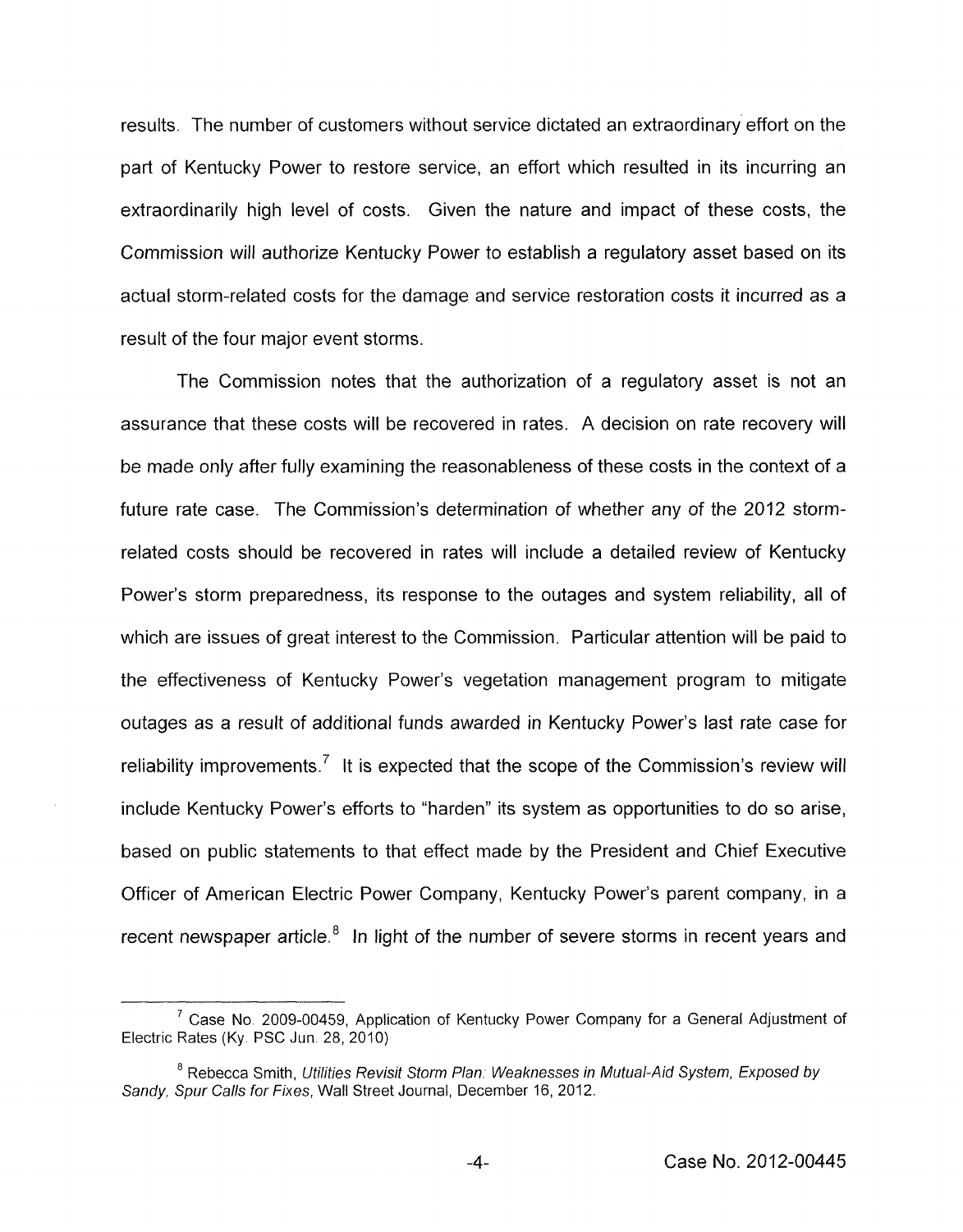results. The number of customers without service dictated an extraordinary effort on the part of Kentucky Power to restore service, an effort which resulted in its incurring an extraordinarily high level of costs. Given the nature and impact of these costs, the Commission will authorize Kentucky Power to establish a regulatory asset based on its actual storm-related costs for the damage and service restoration costs it incurred as a result of the four major event storms.

The Commission notes that the authorization of a regulatory asset is not an assurance that these costs will be recovered in rates. A decision on rate recovery will be made only after fully examining the reasonableness of these costs in the context of a future rate case. The Commission's determination of whether any of the 2012 storm-related costs should be recovered in rates will include a detailed review of Kentucky Power's storm preparedness, its response to the outages and system reliability, all of which are issues of great interest to the Commission. Particular attention will be paid to the effectiveness of Kentucky Power's vegetation management program to mitigate outages as a result of additional funds awarded in Kentucky Power's last rate case for reliability improvements.[7] It is expected that the scope of the Commission's review will include Kentucky Power's efforts to "harden" its system as opportunities to do so arise, based on public statements to that effect made by the President and Chief Executive Officer of American Electric Power Company, Kentucky Power's parent company, in a recent newspaper article.[8] In light of the number of severe storms in recent years and

---

[7] Case No. 2009-00459, Application of Kentucky Power Company for a General Adjustment of Electric Rates (Ky. PSC Jun. 28, 2010)

[8] Rebecca Smith, *Utilities Revisit Storm Plan: Weaknesses in Mutual-Aid System, Exposed by Sandy, Spur Calls for Fixes*, Wall Street Journal, December 16, 2012.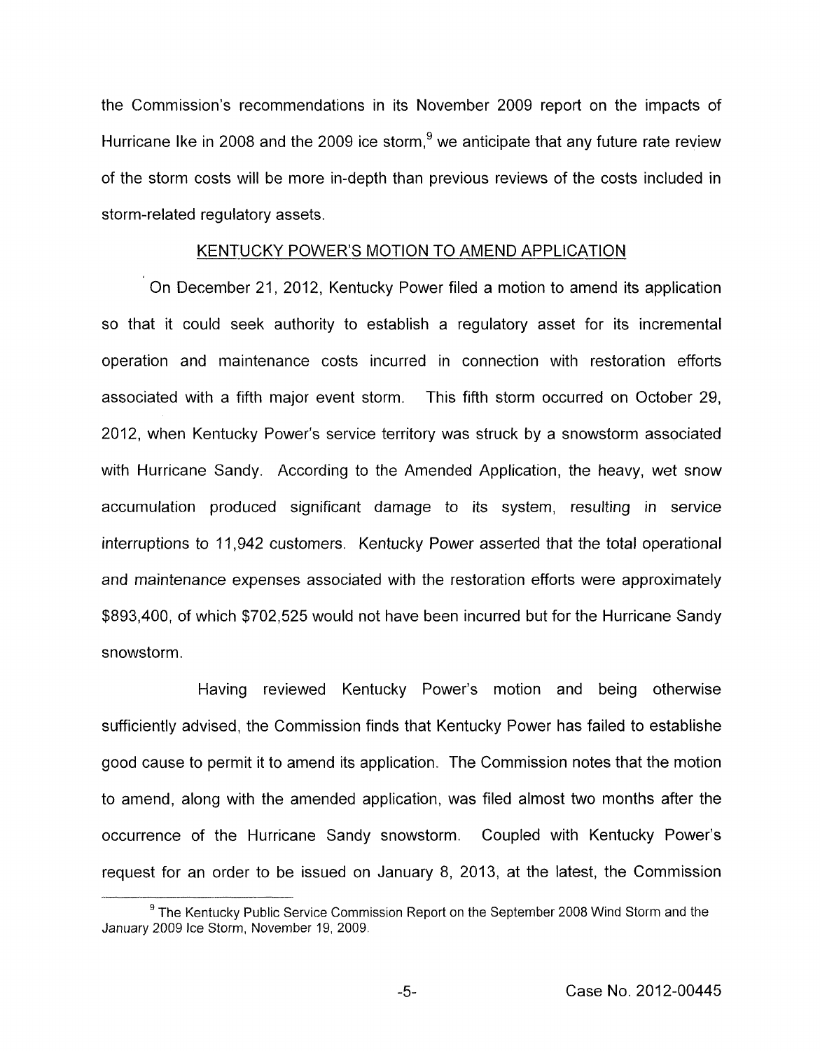the Commission's recommendations in its November 2009 report on the impacts of Hurricane Ike in 2008 and the 2009 ice storm,[9] we anticipate that any future rate review of the storm costs will be more in-depth than previous reviews of the costs included in storm-related regulatory assets.

## KENTUCKY POWER'S MOTION TO AMEND APPLICATION

On December 21, 2012, Kentucky Power filed a motion to amend its application so that it could seek authority to establish a regulatory asset for its incremental operation and maintenance costs incurred in connection with restoration efforts associated with a fifth major event storm. This fifth storm occurred on October 29, 2012, when Kentucky Power's service territory was struck by a snowstorm associated with Hurricane Sandy. According to the Amended Application, the heavy, wet snow accumulation produced significant damage to its system, resulting in service interruptions to 11,942 customers. Kentucky Power asserted that the total operational and maintenance expenses associated with the restoration efforts were approximately $893,400, of which $702,525 would not have been incurred but for the Hurricane Sandy snowstorm.

Having reviewed Kentucky Power's motion and being otherwise sufficiently advised, the Commission finds that Kentucky Power has failed to establishe good cause to permit it to amend its application. The Commission notes that the motion to amend, along with the amended application, was filed almost two months after the occurrence of the Hurricane Sandy snowstorm. Coupled with Kentucky Power's request for an order to be issued on January 8, 2013, at the latest, the Commission

[9] The Kentucky Public Service Commission Report on the September 2008 Wind Storm and the January 2009 Ice Storm, November 19, 2009.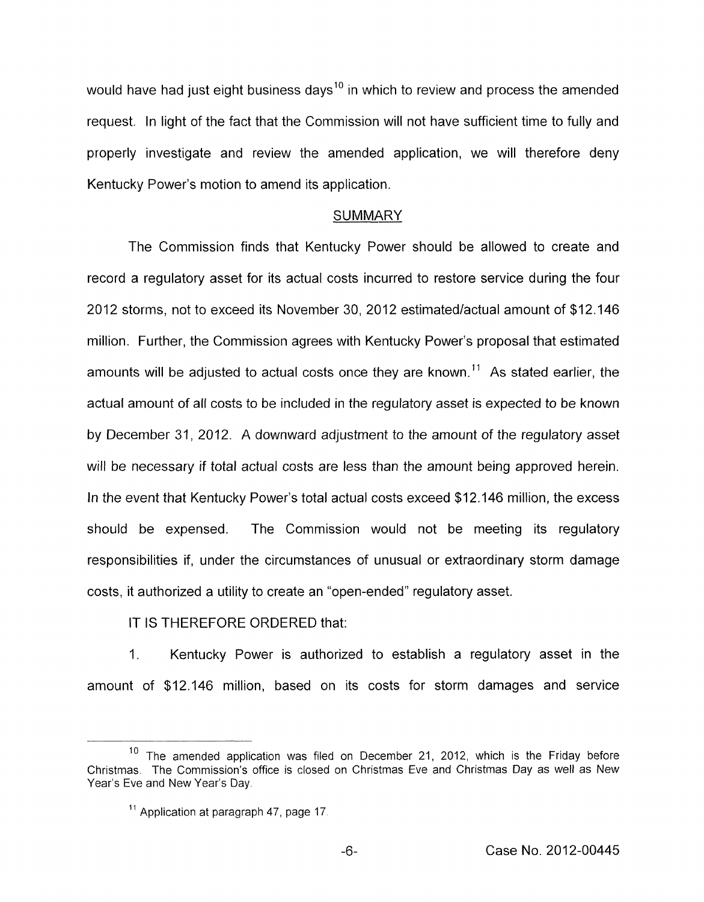would have had just eight business days[10] in which to review and process the amended request. In light of the fact that the Commission will not have sufficient time to fully and properly investigate and review the amended application, we will therefore deny Kentucky Power's motion to amend its application.

## SUMMARY

The Commission finds that Kentucky Power should be allowed to create and record a regulatory asset for its actual costs incurred to restore service during the four 2012 storms, not to exceed its November 30, 2012 estimated/actual amount of $12.146 million. Further, the Commission agrees with Kentucky Power's proposal that estimated amounts will be adjusted to actual costs once they are known.[11] As stated earlier, the actual amount of all costs to be included in the regulatory asset is expected to be known by December 31, 2012. A downward adjustment to the amount of the regulatory asset will be necessary if total actual costs are less than the amount being approved herein. In the event that Kentucky Power's total actual costs exceed $12.146 million, the excess should be expensed. The Commission would not be meeting its regulatory responsibilities if, under the circumstances of unusual or extraordinary storm damage costs, it authorized a utility to create an "open-ended" regulatory asset.

IT IS THEREFORE ORDERED that:

1. Kentucky Power is authorized to establish a regulatory asset in the amount of $12.146 million, based on its costs for storm damages and service

---

[10] The amended application was filed on December 21, 2012, which is the Friday before Christmas. The Commission's office is closed on Christmas Eve and Christmas Day as well as New Year's Eve and New Year's Day.

[11] Application at paragraph 47, page 17.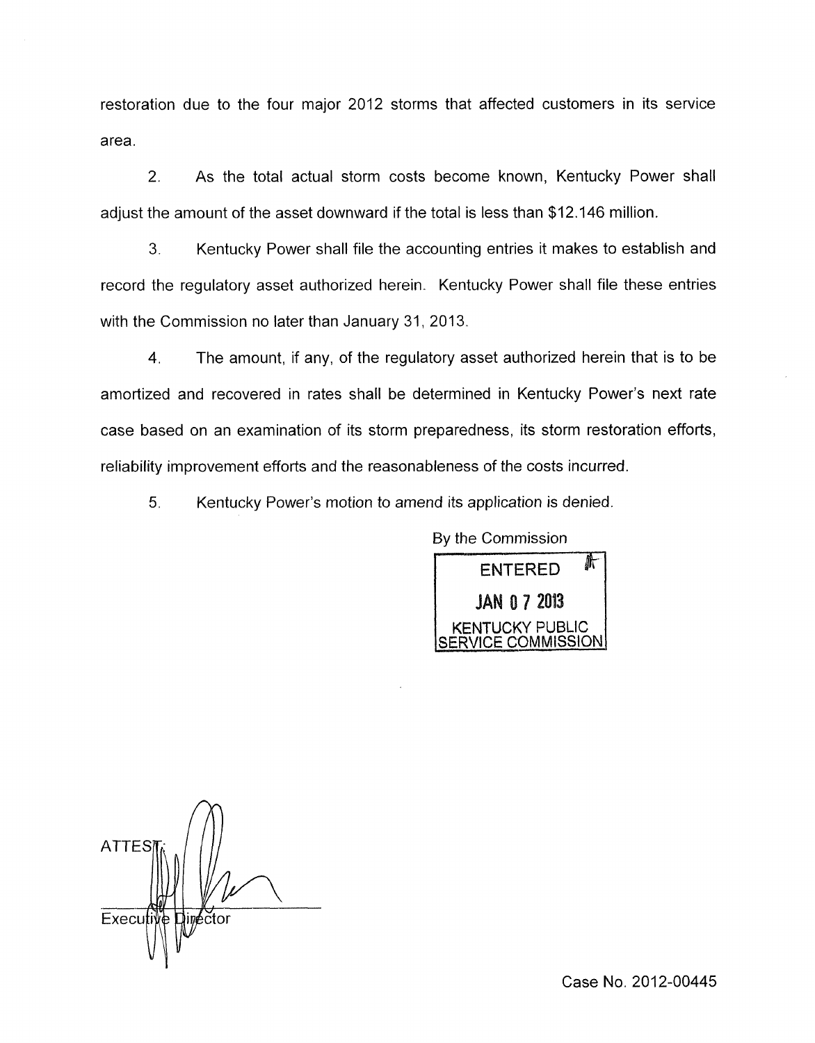restoration due to the four major 2012 storms that affected customers in its service area.

2. As the total actual storm costs become known, Kentucky Power shall adjust the amount of the asset downward if the total is less than $12.146 million.

3. Kentucky Power shall file the accounting entries it makes to establish and record the regulatory asset authorized herein. Kentucky Power shall file these entries with the Commission no later than January 31, 2013.

4. The amount, if any, of the regulatory asset authorized herein that is to be amortized and recovered in rates shall be determined in Kentucky Power's next rate case based on an examination of its storm preparedness, its storm restoration efforts, reliability improvement efforts and the reasonableness of the costs incurred.

5. Kentucky Power's motion to amend its application is denied.

By the Commission

ENTERED
JAN 07 2013
KENTUCKY PUBLIC SERVICE COMMISSION

ATTEST:

Executive Director

Case No. 2012-00445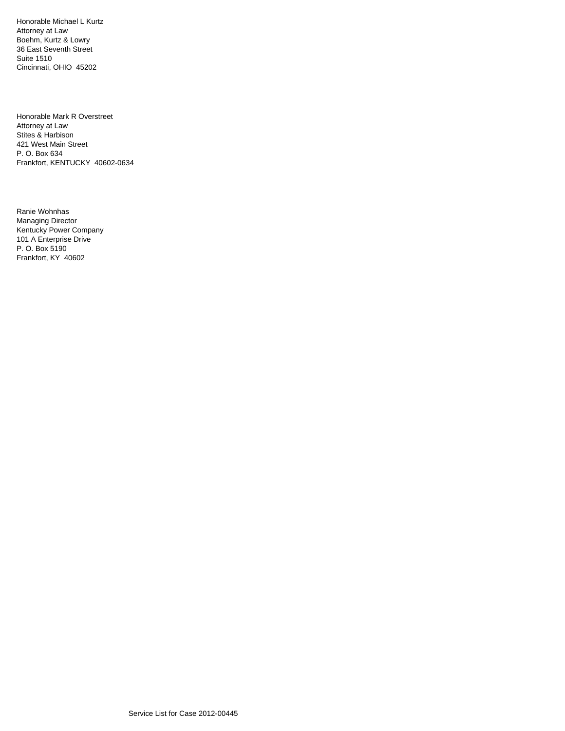Honorable Michael L Kurtz
Attorney at Law
Boehm, Kurtz & Lowry
36 East Seventh Street
Suite 1510
Cincinnati, OHIO 45202

Honorable Mark R Overstreet
Attorney at Law
Stites & Harbison
421 West Main Street
P. O. Box 634
Frankfort, KENTUCKY 40602-0634

Ranie Wohnhas
Managing Director
Kentucky Power Company
101 A Enterprise Drive
P. O. Box 5190
Frankfort, KY 40602

Service List for Case 2012-00445